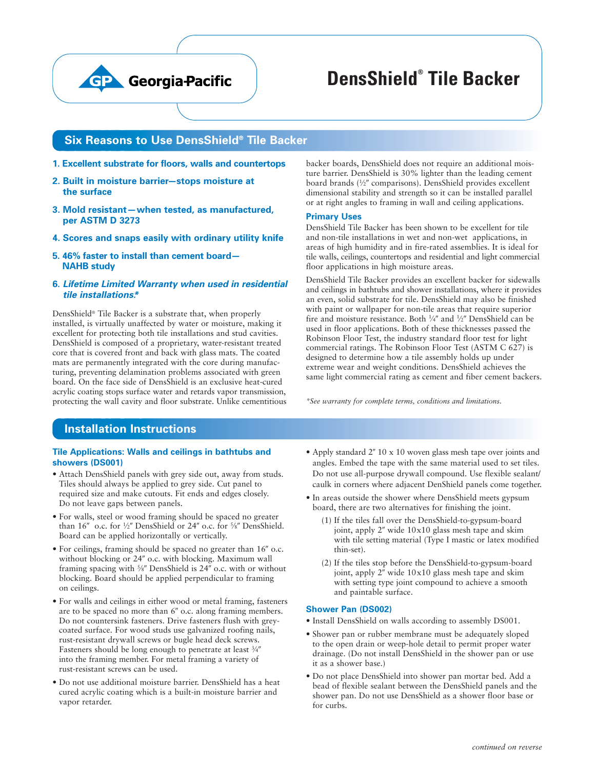Georgia-Pacific

# DensShield® Tile Backer

## Six Reasons to Use DensShield® Tile Backer

1. **Excellent substrate for floors, walls and countertops**
2. **Built in moisture barrier—stops moisture at the surface**
3. **Mold resistant—when tested, as manufactured, per ASTM D 3273**
4. **Scores and snaps easily with ordinary utility knife**
5. **46% faster to install than cement board—NAHB study**
6. ***Lifetime Limited Warranty when used in residential tile installations.****

DensShield® Tile Backer is a substrate that, when properly installed, is virtually unaffected by water or moisture, making it excellent for protecting both tile installations and stud cavities. DensShield is composed of a proprietary, water-resistant treated core that is covered front and back with glass mats. The coated mats are permanently integrated with the core during manufacturing, preventing delamination problems associated with green board. On the face side of DensShield is an exclusive heat-cured acrylic coating stops surface water and retards vapor transmission, protecting the wall cavity and floor substrate. Unlike cementitious backer boards, DensShield does not require an additional moisture barrier. DensShield is 30% lighter than the leading cement board brands (½″ comparisons). DensShield provides excellent dimensional stability and strength so it can be installed parallel or at right angles to framing in wall and ceiling applications.

### Primary Uses

DensShield Tile Backer has been shown to be excellent for tile and non-tile installations in wet and non-wet applications, in areas of high humidity and in fire-rated assemblies. It is ideal for tile walls, ceilings, countertops and residential and light commercial floor applications in high moisture areas.

DensShield Tile Backer provides an excellent backer for sidewalls and ceilings in bathtubs and shower installations, where it provides an even, solid substrate for tile. DensShield may also be finished with paint or wallpaper for non-tile areas that require superior fire and moisture resistance. Both ¼″ and ½″ DensShield can be used in floor applications. Both of these thicknesses passed the Robinson Floor Test, the industry standard floor test for light commercial ratings. The Robinson Floor Test (ASTM C 627) is designed to determine how a tile assembly holds up under extreme wear and weight conditions. DensShield achieves the same light commercial rating as cement and fiber cement backers.

*\*See warranty for complete terms, conditions and limitations.*

## Installation Instructions

### Tile Applications: Walls and ceilings in bathtubs and showers (DS001)

- Attach DensShield panels with grey side out, away from studs. Tiles should always be applied to grey side. Cut panel to required size and make cutouts. Fit ends and edges closely. Do not leave gaps between panels.
- For walls, steel or wood framing should be spaced no greater than 16″ o.c. for ½″ DensShield or 24″ o.c. for ⅝″ DensShield. Board can be applied horizontally or vertically.
- For ceilings, framing should be spaced no greater than 16″ o.c. without blocking or 24″ o.c. with blocking. Maximum wall framing spacing with ⅝″ DensShield is 24″ o.c. with or without blocking. Board should be applied perpendicular to framing on ceilings.
- For walls and ceilings in either wood or metal framing, fasteners are to be spaced no more than 6″ o.c. along framing members. Do not countersink fasteners. Drive fasteners flush with grey-coated surface. For wood studs use galvanized roofing nails, rust-resistant drywall screws or bugle head deck screws. Fasteners should be long enough to penetrate at least ¾″ into the framing member. For metal framing a variety of rust-resistant screws can be used.
- Do not use additional moisture barrier. DensShield has a heat cured acrylic coating which is a built-in moisture barrier and vapor retarder.
- Apply standard 2″ 10 x 10 woven glass mesh tape over joints and angles. Embed the tape with the same material used to set tiles. Do not use all-purpose drywall compound. Use flexible sealant/caulk in corners where adjacent DenShield panels come together.
- In areas outside the shower where DensShield meets gypsum board, there are two alternatives for finishing the joint.
  (1) If the tiles fall over the DensShield-to-gypsum-board joint, apply 2″ wide 10x10 glass mesh tape and skim with tile setting material (Type I mastic or latex modified thin-set).
  (2) If the tiles stop before the DensShield-to-gypsum-board joint, apply 2″ wide 10x10 glass mesh tape and skim with setting type joint compound to achieve a smooth and paintable surface.

### Shower Pan (DS002)

- Install DensShield on walls according to assembly DS001.
- Shower pan or rubber membrane must be adequately sloped to the open drain or weep-hole detail to permit proper water drainage. (Do not install DensShield in the shower pan or use it as a shower base.)
- Do not place DensShield into shower pan mortar bed. Add a bead of flexible sealant between the DensShield panels and the shower pan. Do not use DensShield as a shower floor base or for curbs.

*continued on reverse*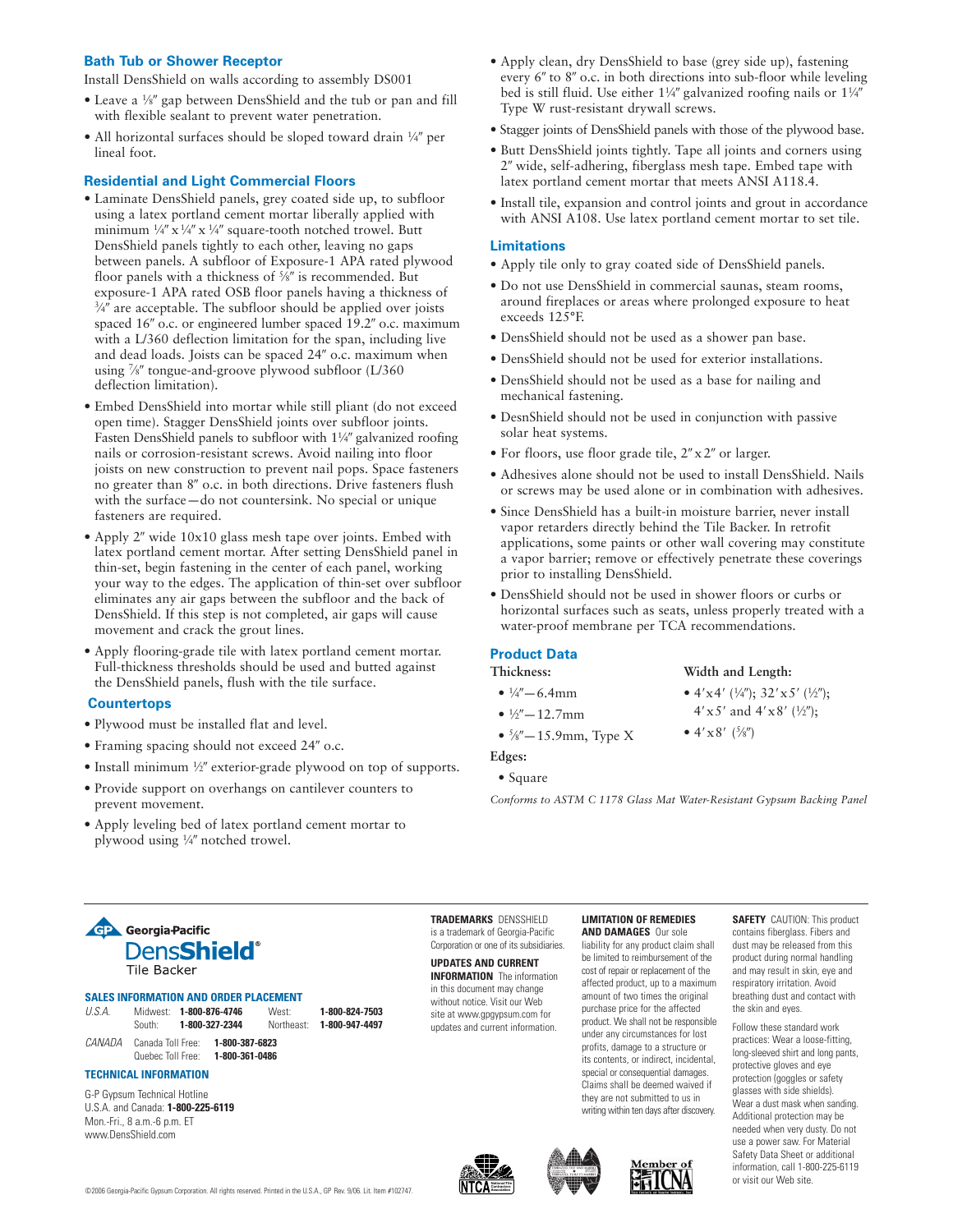### Bath Tub or Shower Receptor

Install DensShield on walls according to assembly DS001

- Leave a ⅛″ gap between DensShield and the tub or pan and fill with flexible sealant to prevent water penetration.
- All horizontal surfaces should be sloped toward drain ¼″ per lineal foot.

### Residential and Light Commercial Floors

- Laminate DensShield panels, grey coated side up, to subfloor using a latex portland cement mortar liberally applied with minimum ¼″ x ¼″ x ¼″ square-tooth notched trowel. Butt DensShield panels tightly to each other, leaving no gaps between panels. A subfloor of Exposure-1 APA rated plywood floor panels with a thickness of ⅝″ is recommended. But exposure-1 APA rated OSB floor panels having a thickness of ¾″ are acceptable. The subfloor should be applied over joists spaced 16″ o.c. or engineered lumber spaced 19.2″ o.c. maximum with a L/360 deflection limitation for the span, including live and dead loads. Joists can be spaced 24″ o.c. maximum when using ⅞″ tongue-and-groove plywood subfloor (L/360 deflection limitation).
- Embed DensShield into mortar while still pliant (do not exceed open time). Stagger DensShield joints over subfloor joints. Fasten DensShield panels to subfloor with 1¼″ galvanized roofing nails or corrosion-resistant screws. Avoid nailing into floor joists on new construction to prevent nail pops. Space fasteners no greater than 8″ o.c. in both directions. Drive fasteners flush with the surface—do not countersink. No special or unique fasteners are required.
- Apply 2″ wide 10x10 glass mesh tape over joints. Embed with latex portland cement mortar. After setting DensShield panel in thin-set, begin fastening in the center of each panel, working your way to the edges. The application of thin-set over subfloor eliminates any air gaps between the subfloor and the back of DensShield. If this step is not completed, air gaps will cause movement and crack the grout lines.
- Apply flooring-grade tile with latex portland cement mortar. Full-thickness thresholds should be used and butted against the DensShield panels, flush with the tile surface.

### Countertops

- Plywood must be installed flat and level.
- Framing spacing should not exceed 24″ o.c.
- Install minimum ½″ exterior-grade plywood on top of supports.
- Provide support on overhangs on cantilever counters to prevent movement.
- Apply leveling bed of latex portland cement mortar to plywood using ¼″ notched trowel.
- Apply clean, dry DensShield to base (grey side up), fastening every 6″ to 8″ o.c. in both directions into sub-floor while leveling bed is still fluid. Use either 1¼″ galvanized roofing nails or 1¼″ Type W rust-resistant drywall screws.
- Stagger joints of DensShield panels with those of the plywood base.
- Butt DensShield joints tightly. Tape all joints and corners using 2″ wide, self-adhering, fiberglass mesh tape. Embed tape with latex portland cement mortar that meets ANSI A118.4.
- Install tile, expansion and control joints and grout in accordance with ANSI A108. Use latex portland cement mortar to set tile.

### Limitations

- Apply tile only to gray coated side of DensShield panels.
- Do not use DensShield in commercial saunas, steam rooms, around fireplaces or areas where prolonged exposure to heat exceeds 125°F.
- DensShield should not be used as a shower pan base.
- DensShield should not be used for exterior installations.
- DensShield should not be used as a base for nailing and mechanical fastening.
- DesnShield should not be used in conjunction with passive solar heat systems.
- For floors, use floor grade tile, 2″ x 2″ or larger.
- Adhesives alone should not be used to install DensShield. Nails or screws may be used alone or in combination with adhesives.
- Since DensShield has a built-in moisture barrier, never install vapor retarders directly behind the Tile Backer. In retrofit applications, some paints or other wall covering may constitute a vapor barrier; remove or effectively penetrate these coverings prior to installing DensShield.
- DensShield should not be used in shower floors or curbs or horizontal surfaces such as seats, unless properly treated with a water-proof membrane per TCA recommendations.

### Product Data

**Thickness:**

- ¼″—6.4mm
- ½″—12.7mm
- ⅝″—15.9mm, Type X

**Edges:**

- Square

**Width and Length:**

- 4′ x 4′ (¼″); 32′ x 5′ (½″); 4′ x 5′ and 4′ x 8′ (½″);
- 4′ x 8′ (⅝″)

*Conforms to ASTM C 1178 Glass Mat Water-Resistant Gypsum Backing Panel*

---

Georgia-Pacific
DensShield® Tile Backer

**SALES INFORMATION AND ORDER PLACEMENT**

| | | | | |
|---|---|---|---|---|
| *U.S.A.* | Midwest: | **1-800-876-4746** | West: | **1-800-824-7503** |
| | South: | **1-800-327-2344** | Northeast: | **1-800-947-4497** |
| *CANADA* | Canada Toll Free: | **1-800-387-6823** | | |
| | Quebec Toll Free: | **1-800-361-0486** | | |

**TECHNICAL INFORMATION**

G-P Gypsum Technical Hotline
U.S.A. and Canada: **1-800-225-6119**
Mon.-Fri., 8 a.m.-6 p.m. ET
www.DensShield.com

**TRADEMARKS** DENSSHIELD is a trademark of Georgia-Pacific Corporation or one of its subsidiaries.

**UPDATES AND CURRENT INFORMATION** The information in this document may change without notice. Visit our Web site at www.gpgypsum.com for updates and current information.

**LIMITATION OF REMEDIES AND DAMAGES** Our sole liability for any product claim shall be limited to reimbursement of the cost of repair or replacement of the affected product, up to a maximum amount of two times the original purchase price for the affected product. We shall not be responsible under any circumstances for lost profits, damage to a structure or its contents, or indirect, incidental, special or consequential damages. Claims shall be deemed waived if they are not submitted to us in writing within ten days after discovery.

**SAFETY** CAUTION: This product contains fiberglass. Fibers and dust may be released from this product during normal handling and may result in skin, eye and respiratory irritation. Avoid breathing dust and contact with the skin and eyes.

Follow these standard work practices: Wear a loose-fitting, long-sleeved shirt and long pants, protective gloves and eye protection (goggles or safety glasses with side shields). Wear a dust mask when sanding. Additional protection may be needed when very dusty. Do not use a power saw. For Material Safety Data Sheet or additional information, call 1-800-225-6119 or visit our Web site.

Member of TCNA

©2006 Georgia-Pacific Gypsum Corporation. All rights reserved. Printed in the U.S.A., GP Rev. 9/06. Lit. Item #102747.